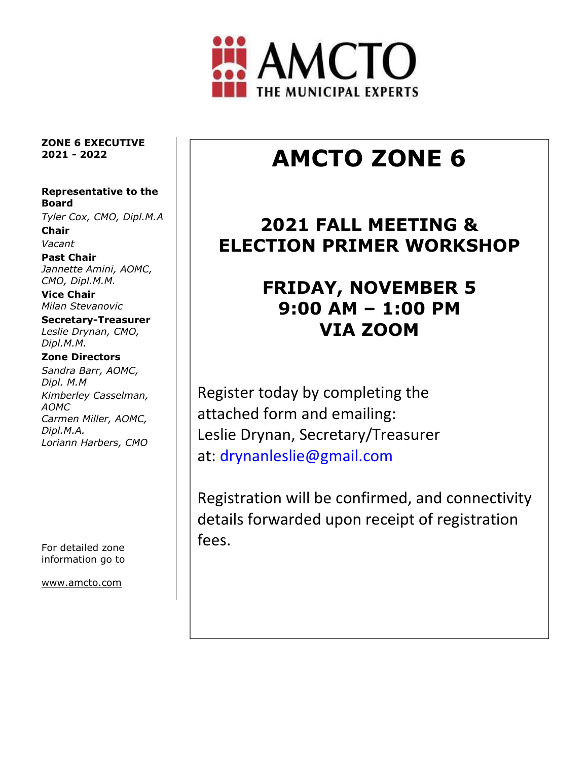AMCTO
THE MUNICIPAL EXPERTS

# AMCTO ZONE 6

## 2021 FALL MEETING & ELECTION PRIMER WORKSHOP

## FRIDAY, NOVEMBER 5
## 9:00 AM – 1:00 PM
## VIA ZOOM

Register today by completing the attached form and emailing:
Leslie Drynan, Secretary/Treasurer
at: drynanleslie@gmail.com

Registration will be confirmed, and connectivity details forwarded upon receipt of registration fees.

**ZONE 6 EXECUTIVE 2021 - 2022**

**Representative to the Board**
*Tyler Cox, CMO, Dipl.M.A*

**Chair**
*Vacant*

**Past Chair**
*Jannette Amini, AOMC, CMO, Dipl.M.M.*

**Vice Chair**
*Milan Stevanovic*

**Secretary-Treasurer**
*Leslie Drynan, CMO, Dipl.M.M.*

**Zone Directors**
*Sandra Barr, AOMC, Dipl. M.M*
*Kimberley Casselman, AOMC*
*Carmen Miller, AOMC, Dipl.M.A.*
*Loriann Harbers, CMO*

For detailed zone information go to

www.amcto.com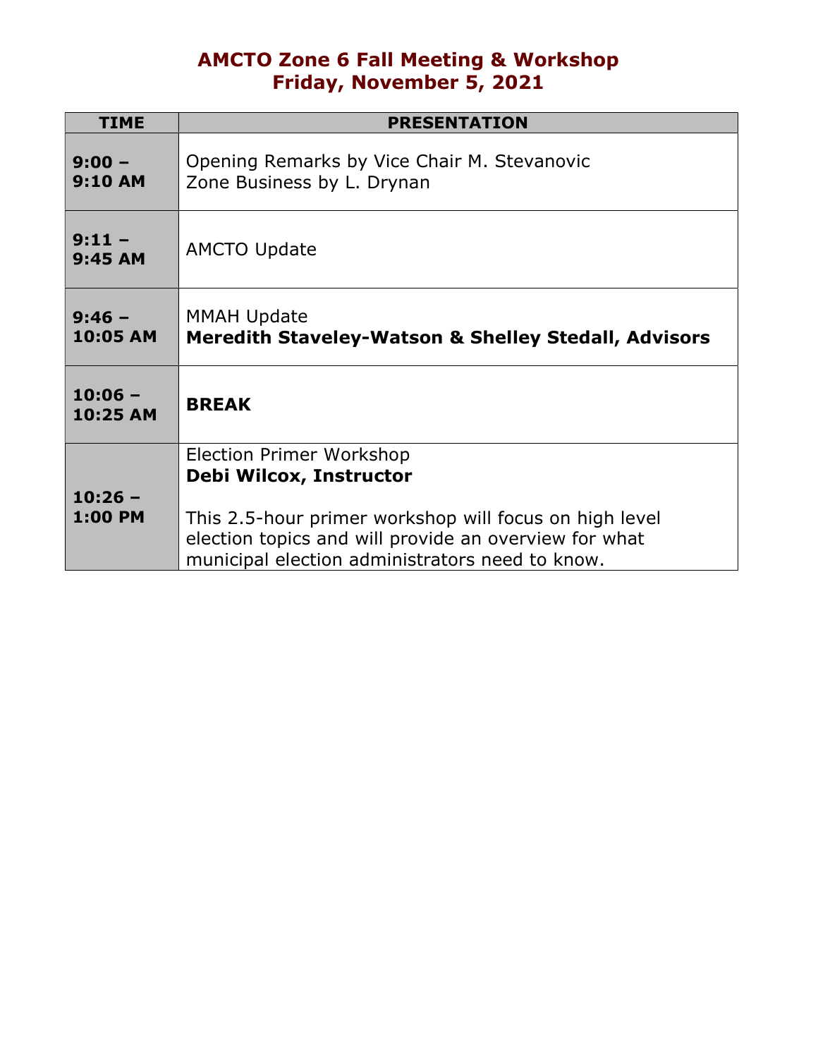# AMCTO Zone 6 Fall Meeting & Workshop
# Friday, November 5, 2021

| TIME | PRESENTATION |
|---|---|
| **9:00 – 9:10 AM** | Opening Remarks by Vice Chair M. Stevanovic<br>Zone Business by L. Drynan |
| **9:11 – 9:45 AM** | AMCTO Update |
| **9:46 – 10:05 AM** | MMAH Update<br>**Meredith Staveley-Watson & Shelley Stedall, Advisors** |
| **10:06 – 10:25 AM** | **BREAK** |
| **10:26 – 1:00 PM** | Election Primer Workshop<br>**Debi Wilcox, Instructor**<br><br>This 2.5-hour primer workshop will focus on high level election topics and will provide an overview for what municipal election administrators need to know. |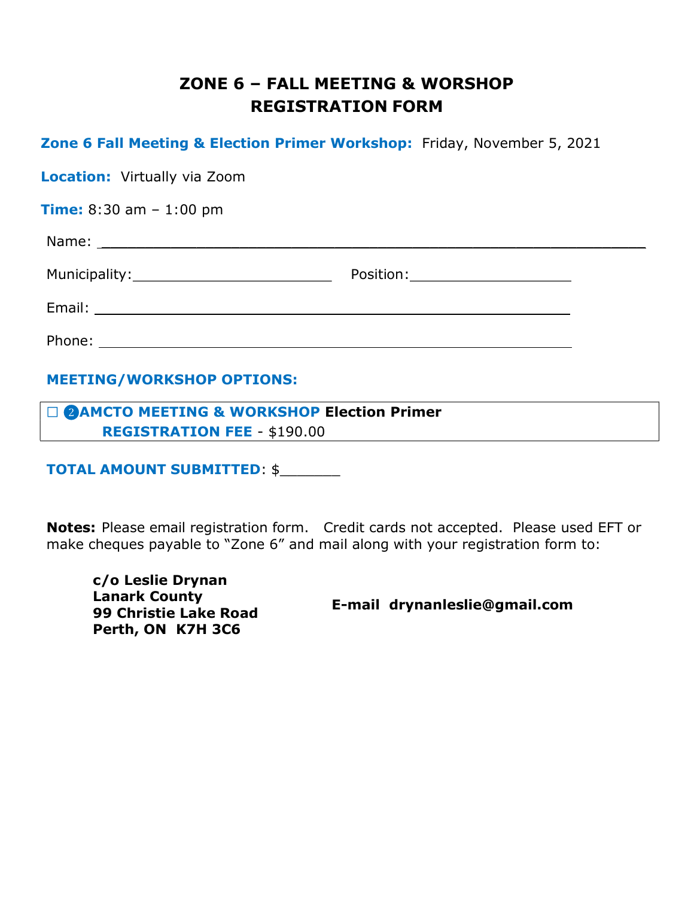# ZONE 6 – FALL MEETING & WORSHOP REGISTRATION FORM

**Zone 6 Fall Meeting & Election Primer Workshop:** Friday, November 5, 2021

**Location:** Virtually via Zoom

**Time:** 8:30 am – 1:00 pm

Name: ____________________________________________________________

Municipality:________________________ Position:___________________

Email: ________________________________________________________

Phone: ________________________________________________________

**MEETING/WORKSHOP OPTIONS:**

☐ ❷**AMCTO MEETING & WORKSHOP Election Primer**
**REGISTRATION FEE** - $190.00

**TOTAL AMOUNT SUBMITTED**: $_______

**Notes:** Please email registration form. Credit cards not accepted. Please used EFT or make cheques payable to "Zone 6" and mail along with your registration form to:

**c/o Leslie Drynan**
**Lanark County**
**99 Christie Lake Road**
**Perth, ON K7H 3C6**

**E-mail drynanleslie@gmail.com**